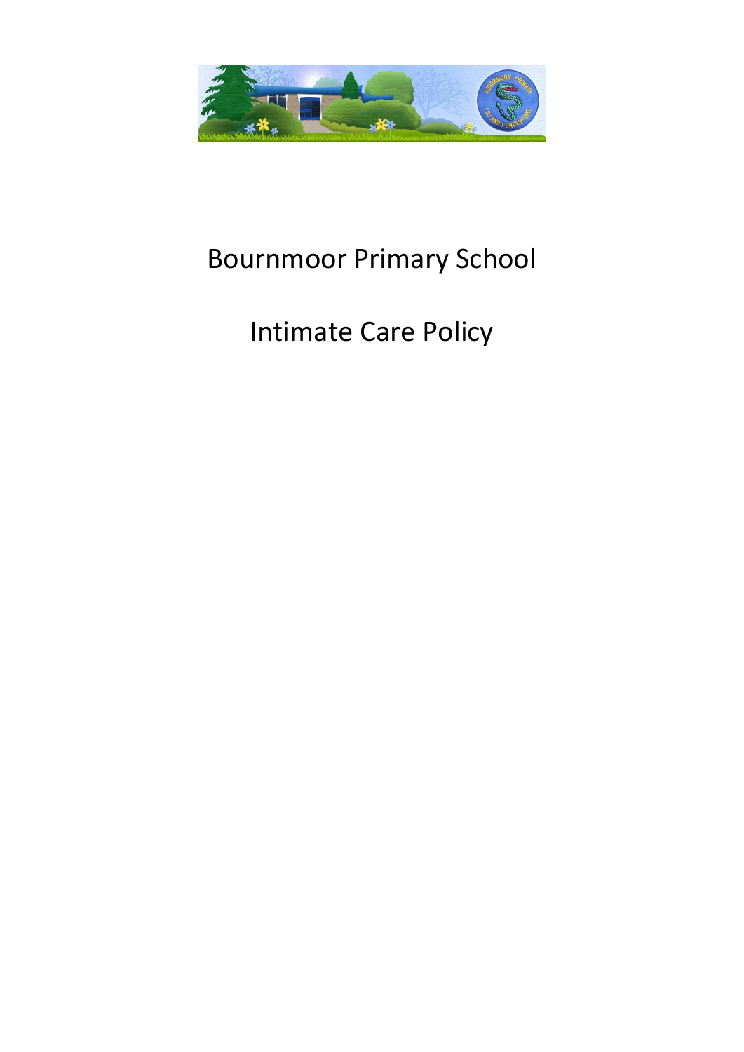# Bournmoor Primary School

# Intimate Care Policy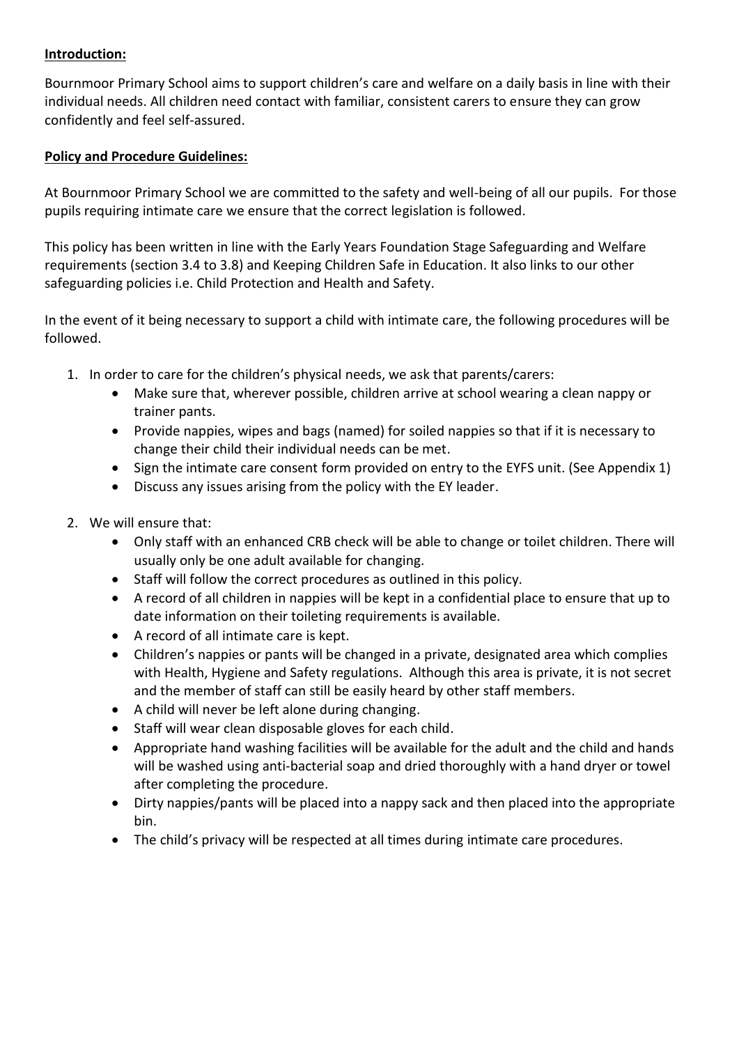**Introduction:**

Bournmoor Primary School aims to support children's care and welfare on a daily basis in line with their individual needs. All children need contact with familiar, consistent carers to ensure they can grow confidently and feel self-assured.

**Policy and Procedure Guidelines:**

At Bournmoor Primary School we are committed to the safety and well-being of all our pupils. For those pupils requiring intimate care we ensure that the correct legislation is followed.

This policy has been written in line with the Early Years Foundation Stage Safeguarding and Welfare requirements (section 3.4 to 3.8) and Keeping Children Safe in Education. It also links to our other safeguarding policies i.e. Child Protection and Health and Safety.

In the event of it being necessary to support a child with intimate care, the following procedures will be followed.

1. In order to care for the children's physical needs, we ask that parents/carers:
   - Make sure that, wherever possible, children arrive at school wearing a clean nappy or trainer pants.
   - Provide nappies, wipes and bags (named) for soiled nappies so that if it is necessary to change their child their individual needs can be met.
   - Sign the intimate care consent form provided on entry to the EYFS unit. (See Appendix 1)
   - Discuss any issues arising from the policy with the EY leader.

2. We will ensure that:
   - Only staff with an enhanced CRB check will be able to change or toilet children. There will usually only be one adult available for changing.
   - Staff will follow the correct procedures as outlined in this policy.
   - A record of all children in nappies will be kept in a confidential place to ensure that up to date information on their toileting requirements is available.
   - A record of all intimate care is kept.
   - Children's nappies or pants will be changed in a private, designated area which complies with Health, Hygiene and Safety regulations. Although this area is private, it is not secret and the member of staff can still be easily heard by other staff members.
   - A child will never be left alone during changing.
   - Staff will wear clean disposable gloves for each child.
   - Appropriate hand washing facilities will be available for the adult and the child and hands will be washed using anti-bacterial soap and dried thoroughly with a hand dryer or towel after completing the procedure.
   - Dirty nappies/pants will be placed into a nappy sack and then placed into the appropriate bin.
   - The child's privacy will be respected at all times during intimate care procedures.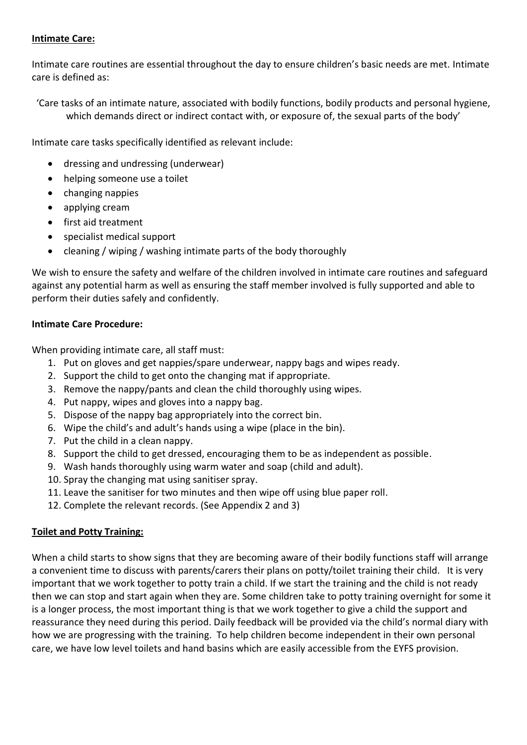**Intimate Care:**

Intimate care routines are essential throughout the day to ensure children's basic needs are met. Intimate care is defined as:

'Care tasks of an intimate nature, associated with bodily functions, bodily products and personal hygiene, which demands direct or indirect contact with, or exposure of, the sexual parts of the body'

Intimate care tasks specifically identified as relevant include:

- dressing and undressing (underwear)
- helping someone use a toilet
- changing nappies
- applying cream
- first aid treatment
- specialist medical support
- cleaning / wiping / washing intimate parts of the body thoroughly

We wish to ensure the safety and welfare of the children involved in intimate care routines and safeguard against any potential harm as well as ensuring the staff member involved is fully supported and able to perform their duties safely and confidently.

**Intimate Care Procedure:**

When providing intimate care, all staff must:

1. Put on gloves and get nappies/spare underwear, nappy bags and wipes ready.
2. Support the child to get onto the changing mat if appropriate.
3. Remove the nappy/pants and clean the child thoroughly using wipes.
4. Put nappy, wipes and gloves into a nappy bag.
5. Dispose of the nappy bag appropriately into the correct bin.
6. Wipe the child's and adult's hands using a wipe (place in the bin).
7. Put the child in a clean nappy.
8. Support the child to get dressed, encouraging them to be as independent as possible.
9. Wash hands thoroughly using warm water and soap (child and adult).
10. Spray the changing mat using sanitiser spray.
11. Leave the sanitiser for two minutes and then wipe off using blue paper roll.
12. Complete the relevant records. (See Appendix 2 and 3)

**Toilet and Potty Training:**

When a child starts to show signs that they are becoming aware of their bodily functions staff will arrange a convenient time to discuss with parents/carers their plans on potty/toilet training their child. It is very important that we work together to potty train a child. If we start the training and the child is not ready then we can stop and start again when they are. Some children take to potty training overnight for some it is a longer process, the most important thing is that we work together to give a child the support and reassurance they need during this period. Daily feedback will be provided via the child's normal diary with how we are progressing with the training. To help children become independent in their own personal care, we have low level toilets and hand basins which are easily accessible from the EYFS provision.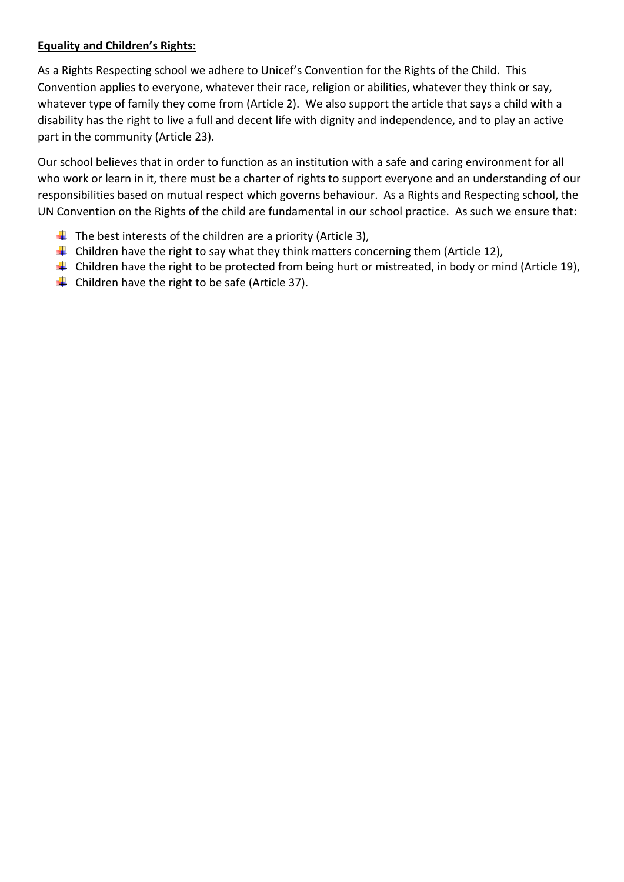**Equality and Children's Rights:**

As a Rights Respecting school we adhere to Unicef's Convention for the Rights of the Child. This Convention applies to everyone, whatever their race, religion or abilities, whatever they think or say, whatever type of family they come from (Article 2). We also support the article that says a child with a disability has the right to live a full and decent life with dignity and independence, and to play an active part in the community (Article 23).

Our school believes that in order to function as an institution with a safe and caring environment for all who work or learn in it, there must be a charter of rights to support everyone and an understanding of our responsibilities based on mutual respect which governs behaviour. As a Rights and Respecting school, the UN Convention on the Rights of the child are fundamental in our school practice. As such we ensure that:

- The best interests of the children are a priority (Article 3),
- Children have the right to say what they think matters concerning them (Article 12),
- Children have the right to be protected from being hurt or mistreated, in body or mind (Article 19),
- Children have the right to be safe (Article 37).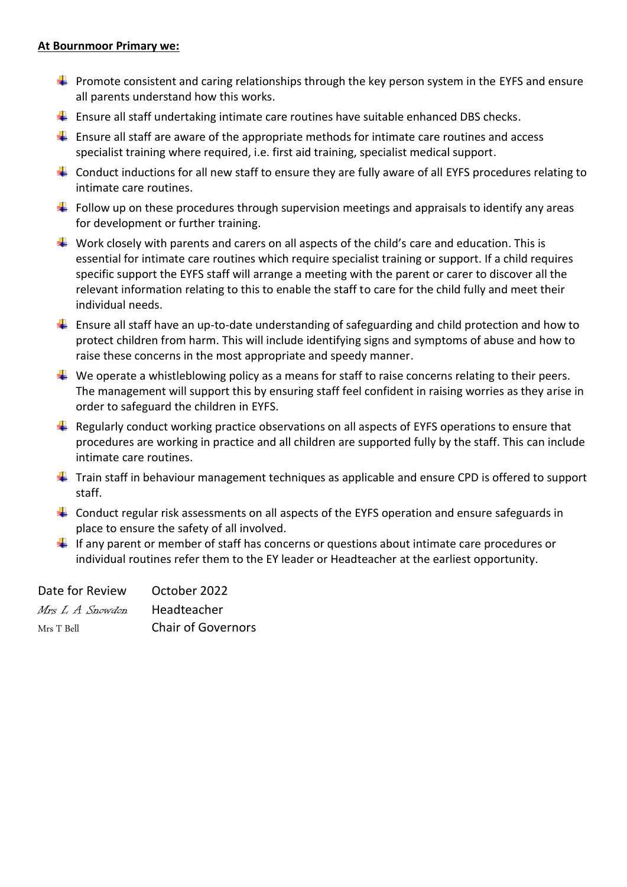**At Bournmoor Primary we:**

- Promote consistent and caring relationships through the key person system in the EYFS and ensure all parents understand how this works.
- Ensure all staff undertaking intimate care routines have suitable enhanced DBS checks.
- Ensure all staff are aware of the appropriate methods for intimate care routines and access specialist training where required, i.e. first aid training, specialist medical support.
- Conduct inductions for all new staff to ensure they are fully aware of all EYFS procedures relating to intimate care routines.
- Follow up on these procedures through supervision meetings and appraisals to identify any areas for development or further training.
- Work closely with parents and carers on all aspects of the child's care and education. This is essential for intimate care routines which require specialist training or support. If a child requires specific support the EYFS staff will arrange a meeting with the parent or carer to discover all the relevant information relating to this to enable the staff to care for the child fully and meet their individual needs.
- Ensure all staff have an up-to-date understanding of safeguarding and child protection and how to protect children from harm. This will include identifying signs and symptoms of abuse and how to raise these concerns in the most appropriate and speedy manner.
- We operate a whistleblowing policy as a means for staff to raise concerns relating to their peers. The management will support this by ensuring staff feel confident in raising worries as they arise in order to safeguard the children in EYFS.
- Regularly conduct working practice observations on all aspects of EYFS operations to ensure that procedures are working in practice and all children are supported fully by the staff. This can include intimate care routines.
- Train staff in behaviour management techniques as applicable and ensure CPD is offered to support staff.
- Conduct regular risk assessments on all aspects of the EYFS operation and ensure safeguards in place to ensure the safety of all involved.
- If any parent or member of staff has concerns or questions about intimate care procedures or individual routines refer them to the EY leader or Headteacher at the earliest opportunity.

Date for Review October 2022

*Mrs L A Snowdon* Headteacher

Mrs T Bell Chair of Governors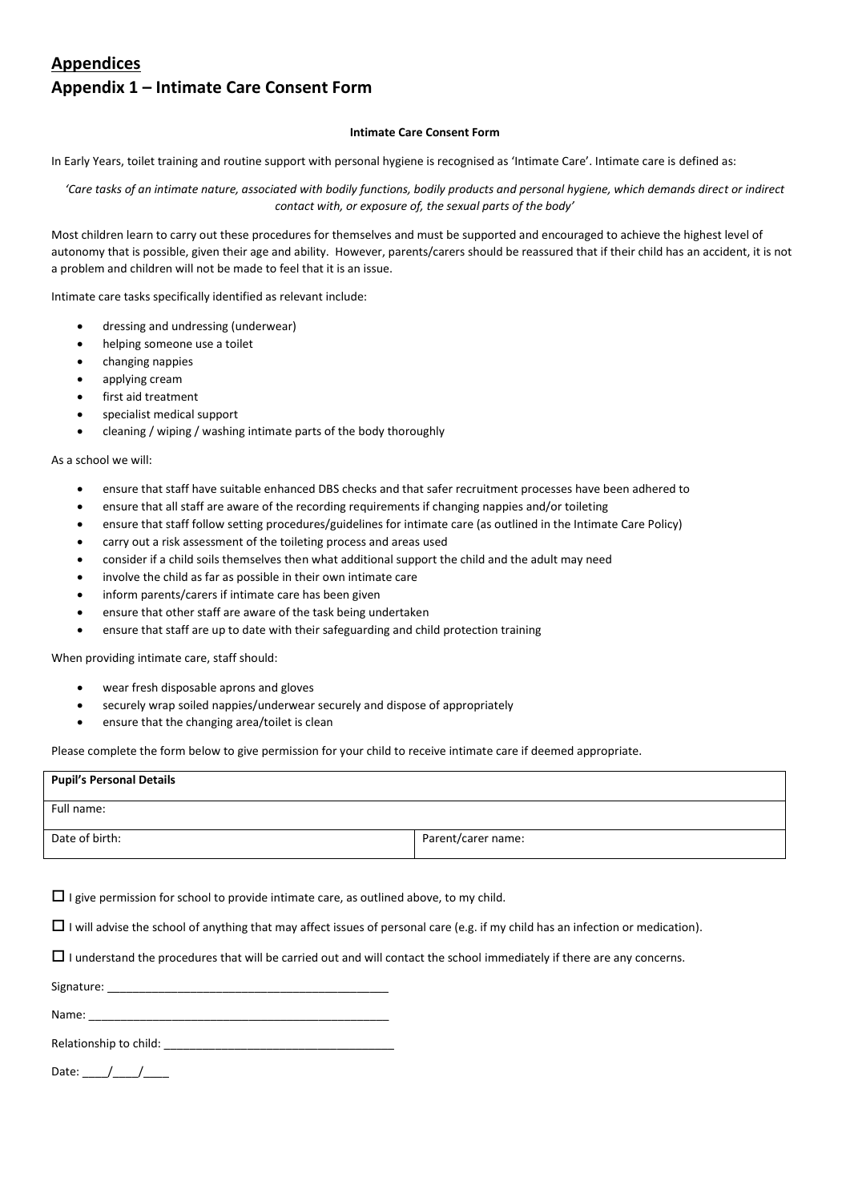## Appendices

## Appendix 1 – Intimate Care Consent Form

**Intimate Care Consent Form**

In Early Years, toilet training and routine support with personal hygiene is recognised as 'Intimate Care'. Intimate care is defined as:

*'Care tasks of an intimate nature, associated with bodily functions, bodily products and personal hygiene, which demands direct or indirect contact with, or exposure of, the sexual parts of the body'*

Most children learn to carry out these procedures for themselves and must be supported and encouraged to achieve the highest level of autonomy that is possible, given their age and ability. However, parents/carers should be reassured that if their child has an accident, it is not a problem and children will not be made to feel that it is an issue.

Intimate care tasks specifically identified as relevant include:

- dressing and undressing (underwear)
- helping someone use a toilet
- changing nappies
- applying cream
- first aid treatment
- specialist medical support
- cleaning / wiping / washing intimate parts of the body thoroughly

As a school we will:

- ensure that staff have suitable enhanced DBS checks and that safer recruitment processes have been adhered to
- ensure that all staff are aware of the recording requirements if changing nappies and/or toileting
- ensure that staff follow setting procedures/guidelines for intimate care (as outlined in the Intimate Care Policy)
- carry out a risk assessment of the toileting process and areas used
- consider if a child soils themselves then what additional support the child and the adult may need
- involve the child as far as possible in their own intimate care
- inform parents/carers if intimate care has been given
- ensure that other staff are aware of the task being undertaken
- ensure that staff are up to date with their safeguarding and child protection training

When providing intimate care, staff should:

- wear fresh disposable aprons and gloves
- securely wrap soiled nappies/underwear securely and dispose of appropriately
- ensure that the changing area/toilet is clean

Please complete the form below to give permission for your child to receive intimate care if deemed appropriate.

| **Pupil's Personal Details** | |
|---|---|
| Full name: | |
| Date of birth: | Parent/carer name: |

☐ I give permission for school to provide intimate care, as outlined above, to my child.

☐ I will advise the school of anything that may affect issues of personal care (e.g. if my child has an infection or medication).

☐ I understand the procedures that will be carried out and will contact the school immediately if there are any concerns.

Signature: ____________________________________________

Name: ________________________________________________

Relationship to child: ____________________________________

Date: ____/____/____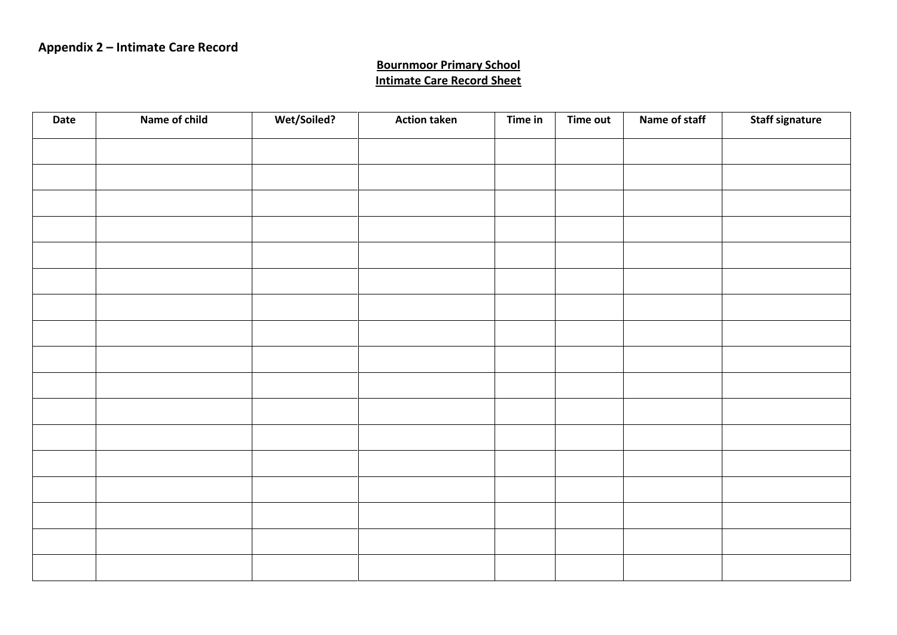**Appendix 2 – Intimate Care Record**

**Bournmoor Primary School**
**Intimate Care Record Sheet**

| Date | Name of child | Wet/Soiled? | Action taken | Time in | Time out | Name of staff | Staff signature |
|---|---|---|---|---|---|---|---|
| | | | | | | | |
| | | | | | | | |
| | | | | | | | |
| | | | | | | | |
| | | | | | | | |
| | | | | | | | |
| | | | | | | | |
| | | | | | | | |
| | | | | | | | |
| | | | | | | | |
| | | | | | | | |
| | | | | | | | |
| | | | | | | | |
| | | | | | | | |
| | | | | | | | |
| | | | | | | | |
| | | | | | | | |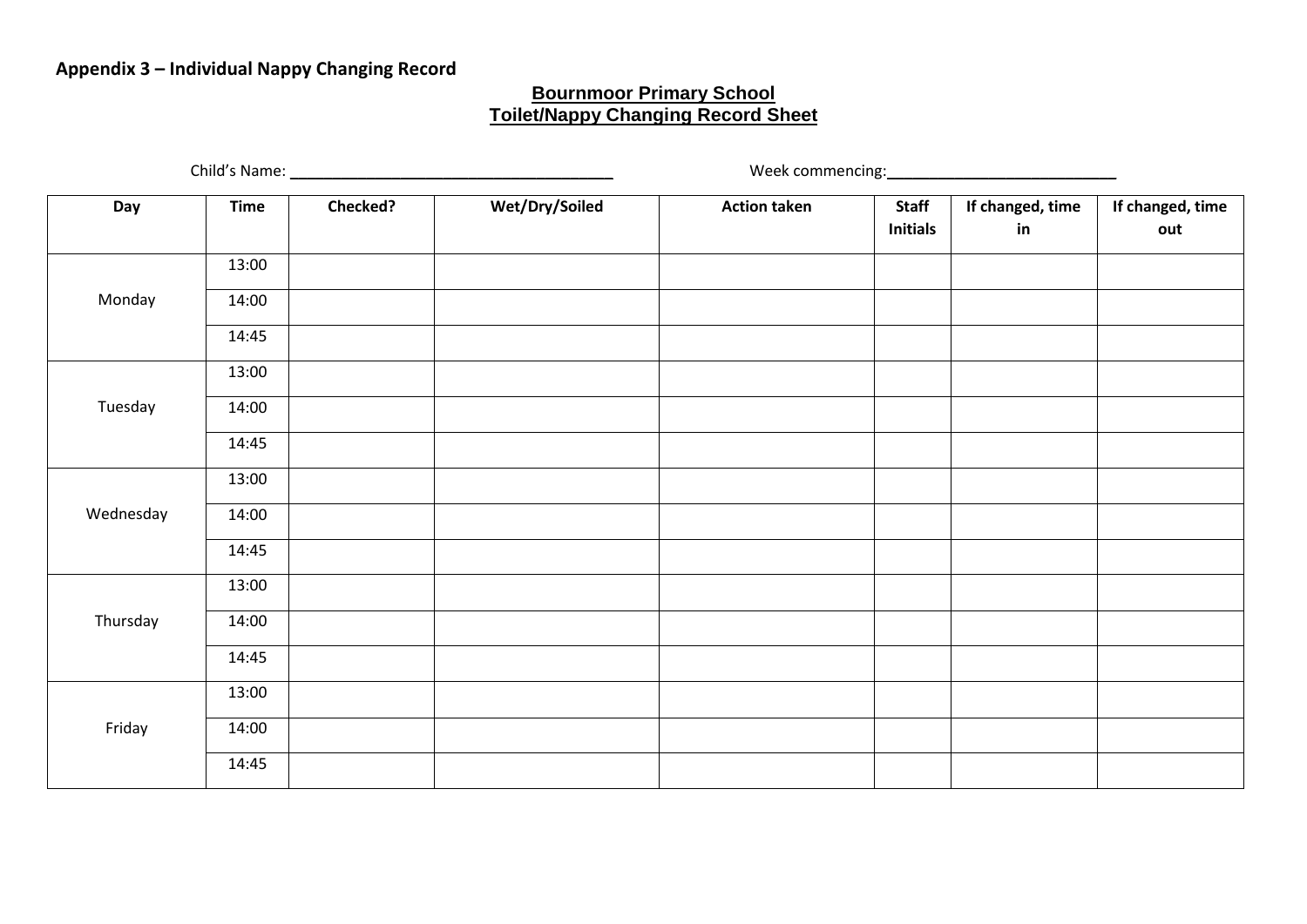**Appendix 3 – Individual Nappy Changing Record**

## Bournmoor Primary School
## Toilet/Nappy Changing Record Sheet

Child's Name: ______________________________________ Week commencing: ___________________________

| Day | Time | Checked? | Wet/Dry/Soiled | Action taken | Staff Initials | If changed, time in | If changed, time out |
|---|---|---|---|---|---|---|---|
| Monday | 13:00 | | | | | | |
| | 14:00 | | | | | | |
| | 14:45 | | | | | | |
| Tuesday | 13:00 | | | | | | |
| | 14:00 | | | | | | |
| | 14:45 | | | | | | |
| Wednesday | 13:00 | | | | | | |
| | 14:00 | | | | | | |
| | 14:45 | | | | | | |
| Thursday | 13:00 | | | | | | |
| | 14:00 | | | | | | |
| | 14:45 | | | | | | |
| Friday | 13:00 | | | | | | |
| | 14:00 | | | | | | |
| | 14:45 | | | | | | |